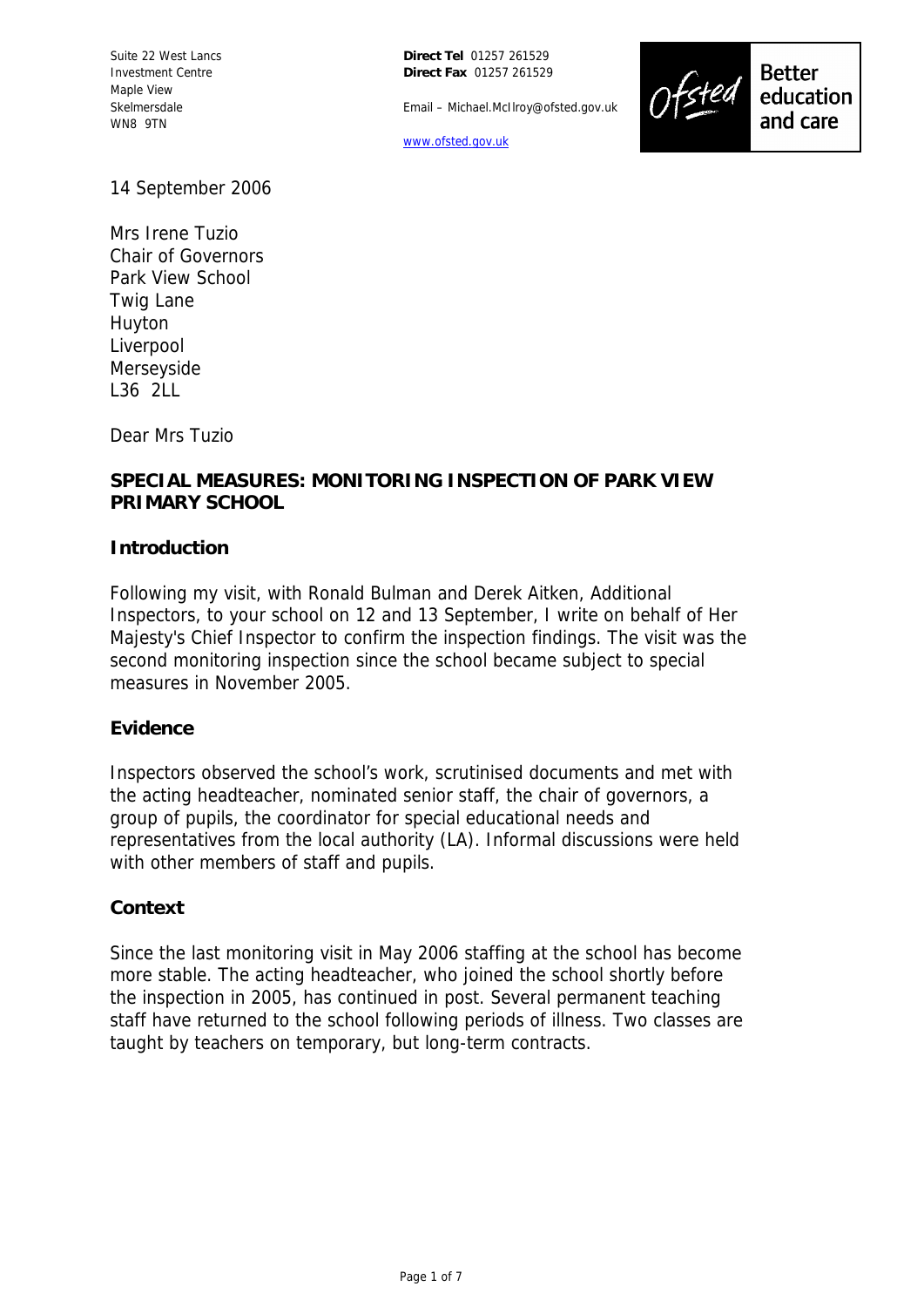Suite 22 West Lancs Investment Centre
Maple View
Skelmersdale
WN8 9TN

**Direct Tel** 01257 261529
**Direct Fax** 01257 261529

Email – Michael.McIlroy@ofsted.gov.uk

www.ofsted.gov.uk

Ofsted — Better education and care

14 September 2006

Mrs Irene Tuzio
Chair of Governors
Park View School
Twig Lane
Huyton
Liverpool
Merseyside
L36 2LL

Dear Mrs Tuzio

**SPECIAL MEASURES: MONITORING INSPECTION OF PARK VIEW PRIMARY SCHOOL**

## Introduction

Following my visit, with Ronald Bulman and Derek Aitken, Additional Inspectors, to your school on 12 and 13 September, I write on behalf of Her Majesty's Chief Inspector to confirm the inspection findings. The visit was the second monitoring inspection since the school became subject to special measures in November 2005.

## Evidence

Inspectors observed the school's work, scrutinised documents and met with the acting headteacher, nominated senior staff, the chair of governors, a group of pupils, the coordinator for special educational needs and representatives from the local authority (LA). Informal discussions were held with other members of staff and pupils.

## Context

Since the last monitoring visit in May 2006 staffing at the school has become more stable. The acting headteacher, who joined the school shortly before the inspection in 2005, has continued in post. Several permanent teaching staff have returned to the school following periods of illness. Two classes are taught by teachers on temporary, but long-term contracts.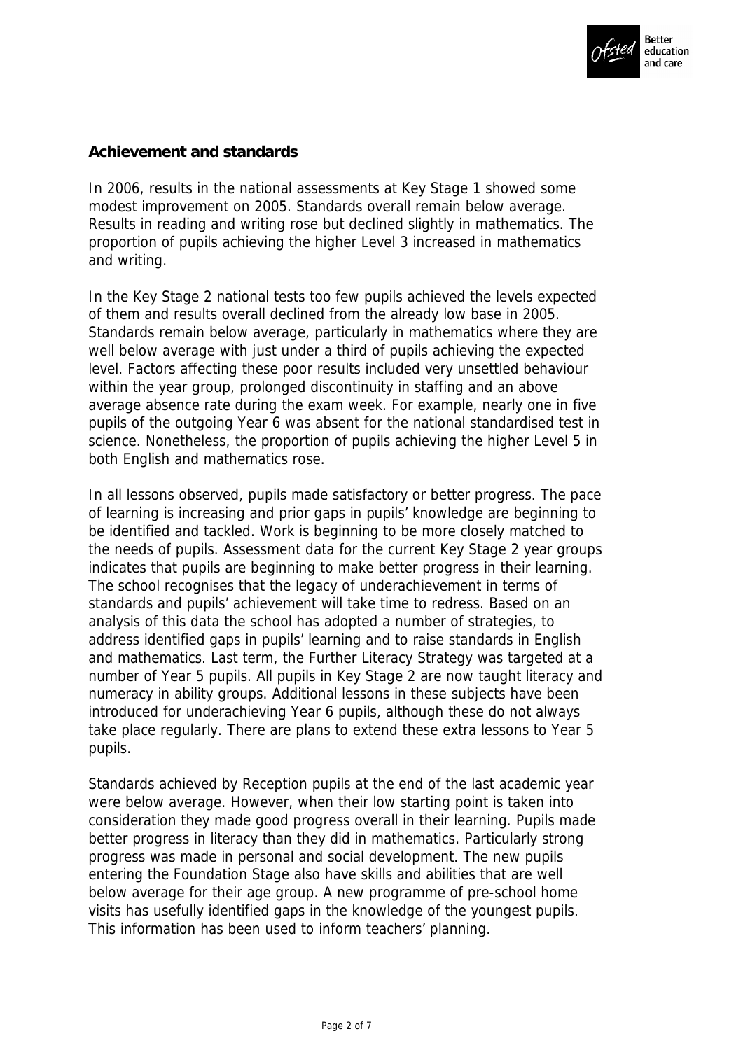## Achievement and standards

In 2006, results in the national assessments at Key Stage 1 showed some modest improvement on 2005. Standards overall remain below average. Results in reading and writing rose but declined slightly in mathematics. The proportion of pupils achieving the higher Level 3 increased in mathematics and writing.

In the Key Stage 2 national tests too few pupils achieved the levels expected of them and results overall declined from the already low base in 2005. Standards remain below average, particularly in mathematics where they are well below average with just under a third of pupils achieving the expected level. Factors affecting these poor results included very unsettled behaviour within the year group, prolonged discontinuity in staffing and an above average absence rate during the exam week. For example, nearly one in five pupils of the outgoing Year 6 was absent for the national standardised test in science. Nonetheless, the proportion of pupils achieving the higher Level 5 in both English and mathematics rose.

In all lessons observed, pupils made satisfactory or better progress. The pace of learning is increasing and prior gaps in pupils' knowledge are beginning to be identified and tackled. Work is beginning to be more closely matched to the needs of pupils. Assessment data for the current Key Stage 2 year groups indicates that pupils are beginning to make better progress in their learning. The school recognises that the legacy of underachievement in terms of standards and pupils' achievement will take time to redress. Based on an analysis of this data the school has adopted a number of strategies, to address identified gaps in pupils' learning and to raise standards in English and mathematics. Last term, the Further Literacy Strategy was targeted at a number of Year 5 pupils. All pupils in Key Stage 2 are now taught literacy and numeracy in ability groups. Additional lessons in these subjects have been introduced for underachieving Year 6 pupils, although these do not always take place regularly. There are plans to extend these extra lessons to Year 5 pupils.

Standards achieved by Reception pupils at the end of the last academic year were below average. However, when their low starting point is taken into consideration they made good progress overall in their learning. Pupils made better progress in literacy than they did in mathematics. Particularly strong progress was made in personal and social development. The new pupils entering the Foundation Stage also have skills and abilities that are well below average for their age group. A new programme of pre-school home visits has usefully identified gaps in the knowledge of the youngest pupils. This information has been used to inform teachers' planning.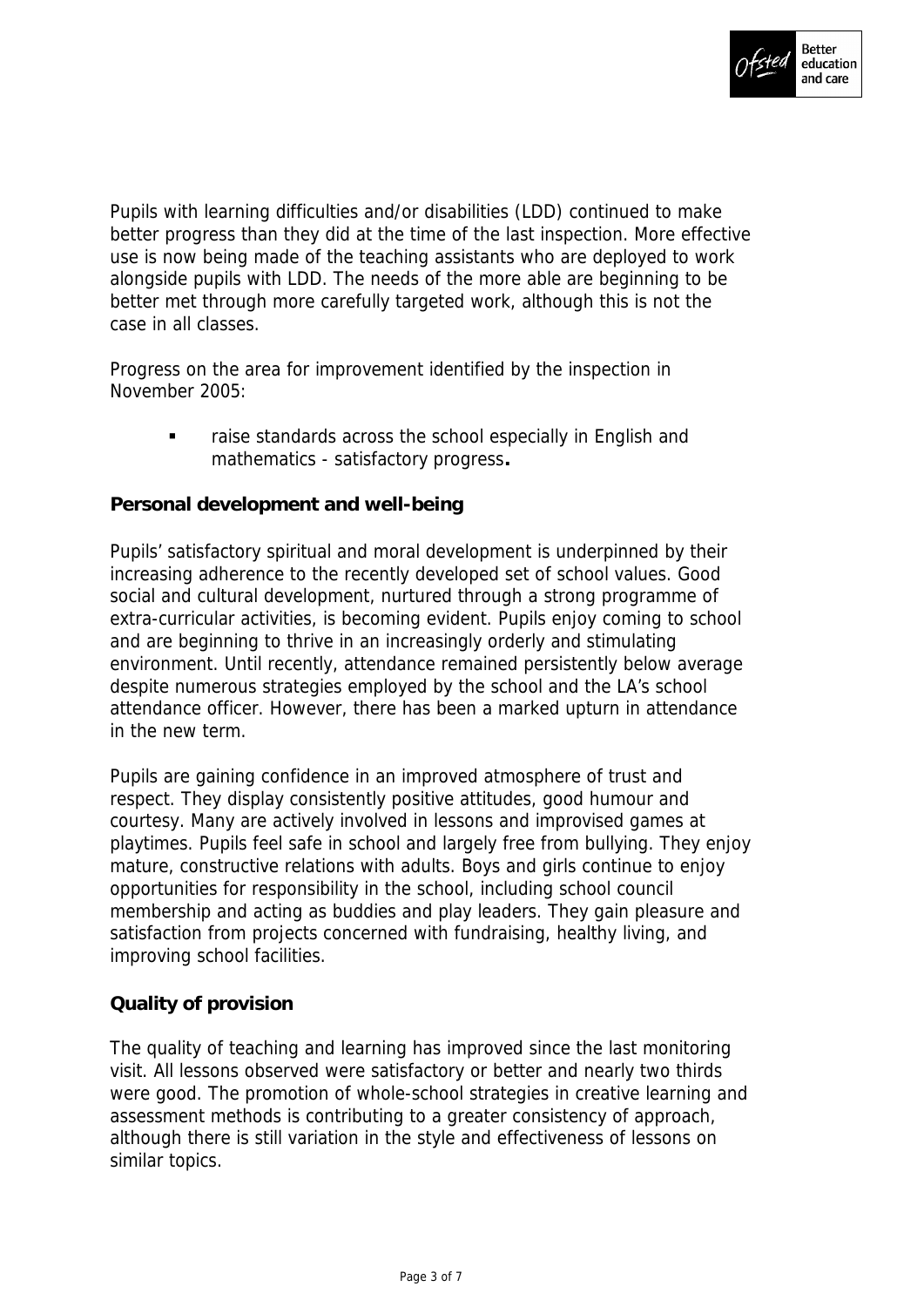Pupils with learning difficulties and/or disabilities (LDD) continued to make better progress than they did at the time of the last inspection. More effective use is now being made of the teaching assistants who are deployed to work alongside pupils with LDD. The needs of the more able are beginning to be better met through more carefully targeted work, although this is not the case in all classes.

Progress on the area for improvement identified by the inspection in November 2005:

- raise standards across the school especially in English and mathematics - satisfactory progress**.**

**Personal development and well-being**

Pupils' satisfactory spiritual and moral development is underpinned by their increasing adherence to the recently developed set of school values. Good social and cultural development, nurtured through a strong programme of extra-curricular activities, is becoming evident. Pupils enjoy coming to school and are beginning to thrive in an increasingly orderly and stimulating environment. Until recently, attendance remained persistently below average despite numerous strategies employed by the school and the LA's school attendance officer. However, there has been a marked upturn in attendance in the new term.

Pupils are gaining confidence in an improved atmosphere of trust and respect. They display consistently positive attitudes, good humour and courtesy. Many are actively involved in lessons and improvised games at playtimes. Pupils feel safe in school and largely free from bullying. They enjoy mature, constructive relations with adults. Boys and girls continue to enjoy opportunities for responsibility in the school, including school council membership and acting as buddies and play leaders. They gain pleasure and satisfaction from projects concerned with fundraising, healthy living, and improving school facilities.

**Quality of provision**

The quality of teaching and learning has improved since the last monitoring visit. All lessons observed were satisfactory or better and nearly two thirds were good. The promotion of whole-school strategies in creative learning and assessment methods is contributing to a greater consistency of approach, although there is still variation in the style and effectiveness of lessons on similar topics.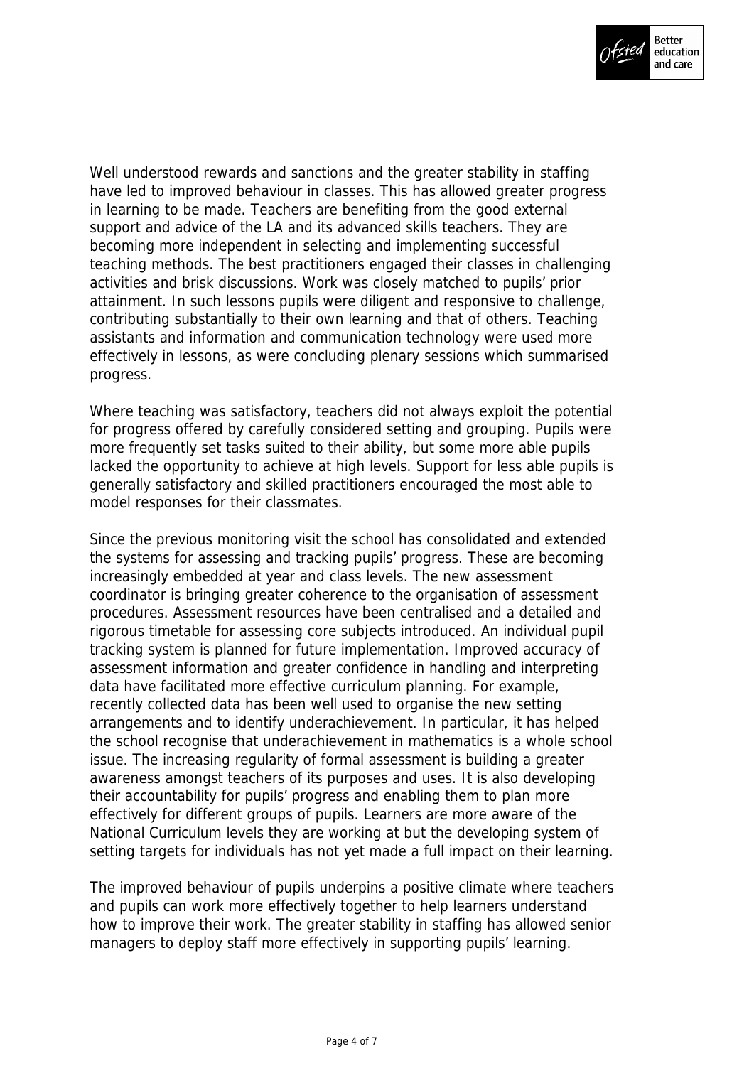Well understood rewards and sanctions and the greater stability in staffing have led to improved behaviour in classes. This has allowed greater progress in learning to be made. Teachers are benefiting from the good external support and advice of the LA and its advanced skills teachers. They are becoming more independent in selecting and implementing successful teaching methods. The best practitioners engaged their classes in challenging activities and brisk discussions. Work was closely matched to pupils' prior attainment. In such lessons pupils were diligent and responsive to challenge, contributing substantially to their own learning and that of others. Teaching assistants and information and communication technology were used more effectively in lessons, as were concluding plenary sessions which summarised progress.

Where teaching was satisfactory, teachers did not always exploit the potential for progress offered by carefully considered setting and grouping. Pupils were more frequently set tasks suited to their ability, but some more able pupils lacked the opportunity to achieve at high levels. Support for less able pupils is generally satisfactory and skilled practitioners encouraged the most able to model responses for their classmates.

Since the previous monitoring visit the school has consolidated and extended the systems for assessing and tracking pupils' progress. These are becoming increasingly embedded at year and class levels. The new assessment coordinator is bringing greater coherence to the organisation of assessment procedures. Assessment resources have been centralised and a detailed and rigorous timetable for assessing core subjects introduced. An individual pupil tracking system is planned for future implementation. Improved accuracy of assessment information and greater confidence in handling and interpreting data have facilitated more effective curriculum planning. For example, recently collected data has been well used to organise the new setting arrangements and to identify underachievement. In particular, it has helped the school recognise that underachievement in mathematics is a whole school issue. The increasing regularity of formal assessment is building a greater awareness amongst teachers of its purposes and uses. It is also developing their accountability for pupils' progress and enabling them to plan more effectively for different groups of pupils. Learners are more aware of the National Curriculum levels they are working at but the developing system of setting targets for individuals has not yet made a full impact on their learning.

The improved behaviour of pupils underpins a positive climate where teachers and pupils can work more effectively together to help learners understand how to improve their work. The greater stability in staffing has allowed senior managers to deploy staff more effectively in supporting pupils' learning.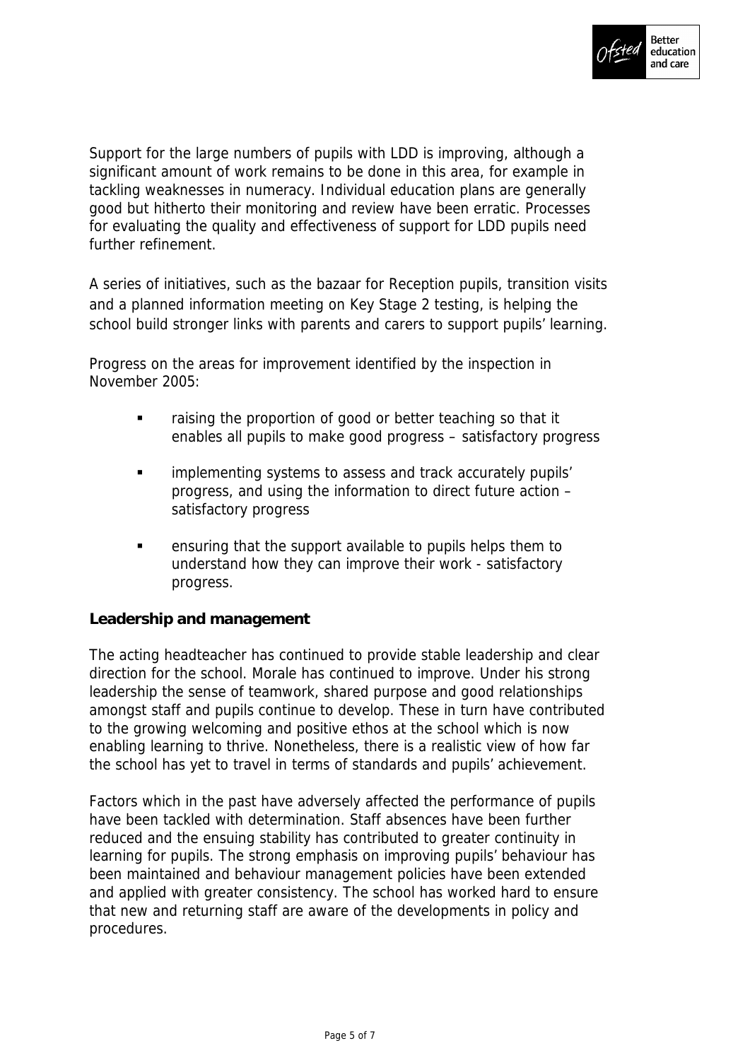Support for the large numbers of pupils with LDD is improving, although a significant amount of work remains to be done in this area, for example in tackling weaknesses in numeracy. Individual education plans are generally good but hitherto their monitoring and review have been erratic. Processes for evaluating the quality and effectiveness of support for LDD pupils need further refinement.

A series of initiatives, such as the bazaar for Reception pupils, transition visits and a planned information meeting on Key Stage 2 testing, is helping the school build stronger links with parents and carers to support pupils' learning.

Progress on the areas for improvement identified by the inspection in November 2005:

- raising the proportion of good or better teaching so that it enables all pupils to make good progress – satisfactory progress
- implementing systems to assess and track accurately pupils' progress, and using the information to direct future action – satisfactory progress
- ensuring that the support available to pupils helps them to understand how they can improve their work - satisfactory progress.

**Leadership and management**

The acting headteacher has continued to provide stable leadership and clear direction for the school. Morale has continued to improve. Under his strong leadership the sense of teamwork, shared purpose and good relationships amongst staff and pupils continue to develop. These in turn have contributed to the growing welcoming and positive ethos at the school which is now enabling learning to thrive. Nonetheless, there is a realistic view of how far the school has yet to travel in terms of standards and pupils' achievement.

Factors which in the past have adversely affected the performance of pupils have been tackled with determination. Staff absences have been further reduced and the ensuing stability has contributed to greater continuity in learning for pupils. The strong emphasis on improving pupils' behaviour has been maintained and behaviour management policies have been extended and applied with greater consistency. The school has worked hard to ensure that new and returning staff are aware of the developments in policy and procedures.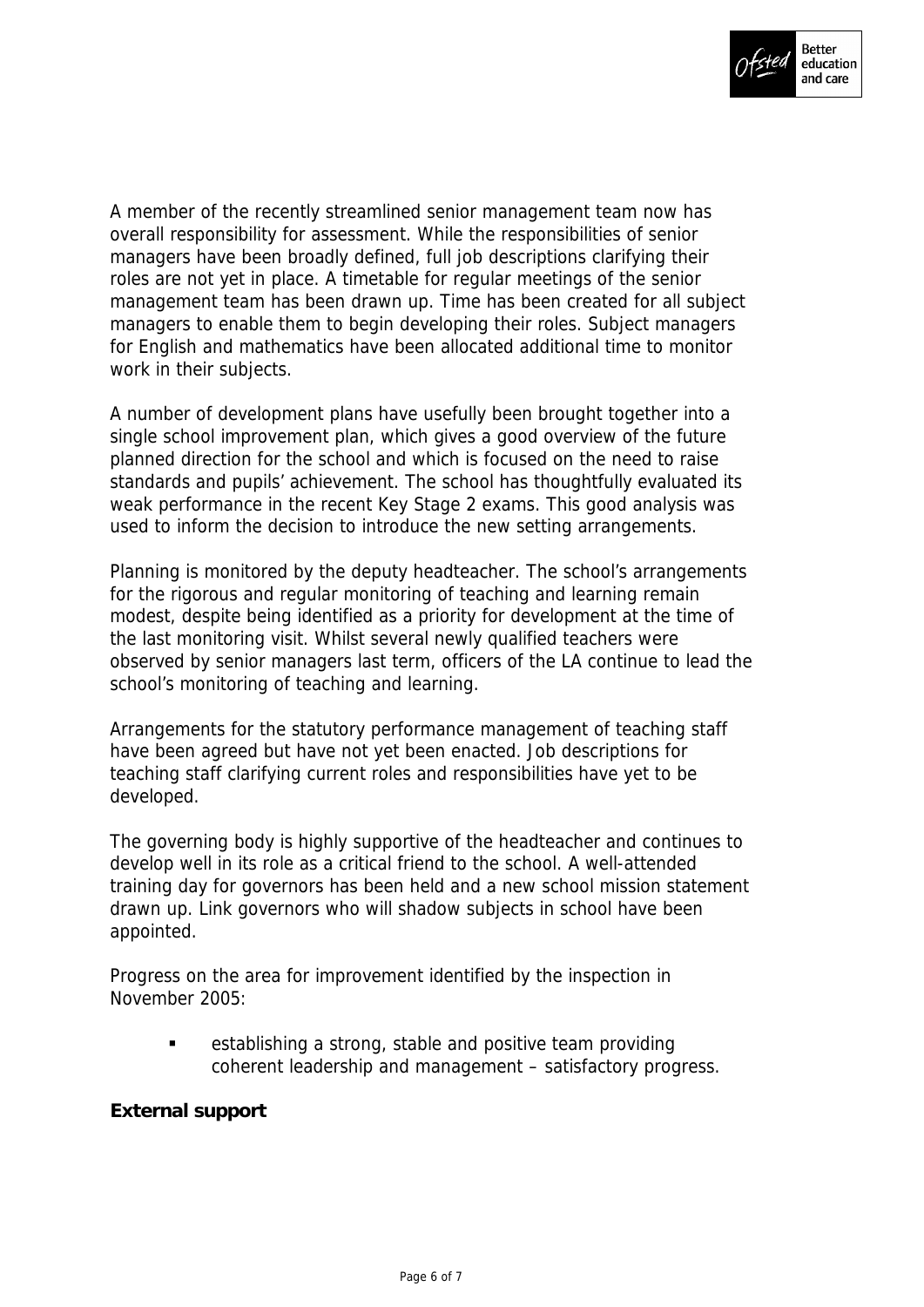A member of the recently streamlined senior management team now has overall responsibility for assessment. While the responsibilities of senior managers have been broadly defined, full job descriptions clarifying their roles are not yet in place. A timetable for regular meetings of the senior management team has been drawn up. Time has been created for all subject managers to enable them to begin developing their roles. Subject managers for English and mathematics have been allocated additional time to monitor work in their subjects.

A number of development plans have usefully been brought together into a single school improvement plan, which gives a good overview of the future planned direction for the school and which is focused on the need to raise standards and pupils' achievement. The school has thoughtfully evaluated its weak performance in the recent Key Stage 2 exams. This good analysis was used to inform the decision to introduce the new setting arrangements.

Planning is monitored by the deputy headteacher. The school's arrangements for the rigorous and regular monitoring of teaching and learning remain modest, despite being identified as a priority for development at the time of the last monitoring visit. Whilst several newly qualified teachers were observed by senior managers last term, officers of the LA continue to lead the school's monitoring of teaching and learning.

Arrangements for the statutory performance management of teaching staff have been agreed but have not yet been enacted. Job descriptions for teaching staff clarifying current roles and responsibilities have yet to be developed.

The governing body is highly supportive of the headteacher and continues to develop well in its role as a critical friend to the school. A well-attended training day for governors has been held and a new school mission statement drawn up. Link governors who will shadow subjects in school have been appointed.

Progress on the area for improvement identified by the inspection in November 2005:

- establishing a strong, stable and positive team providing coherent leadership and management – satisfactory progress.

**External support**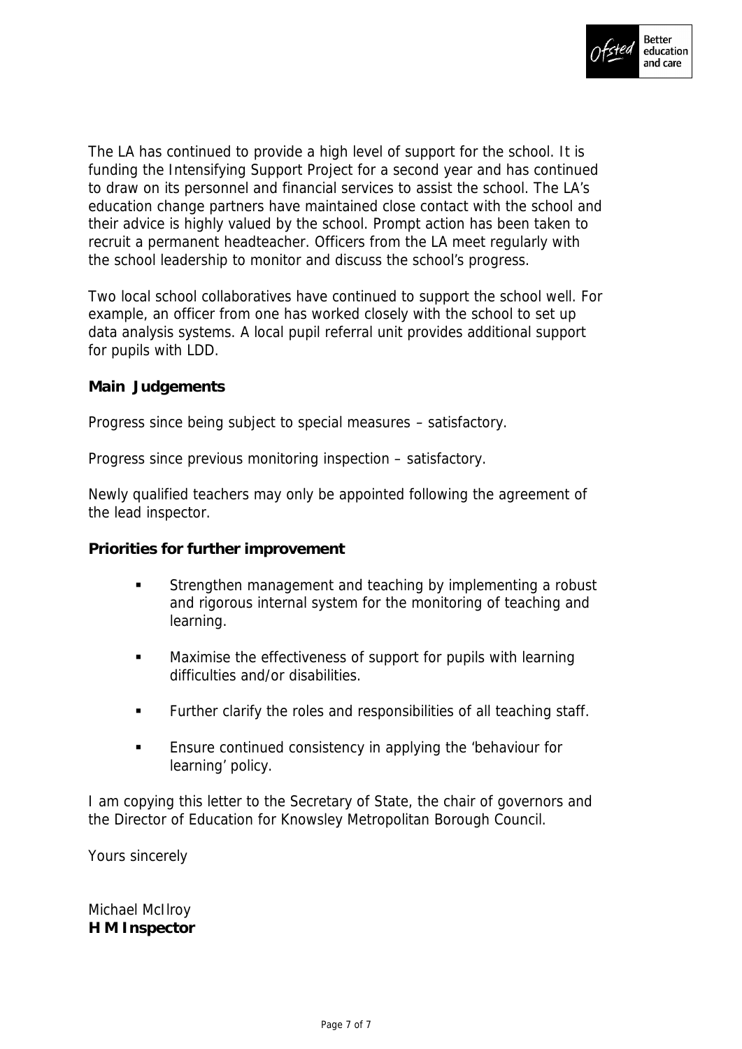The LA has continued to provide a high level of support for the school. It is funding the Intensifying Support Project for a second year and has continued to draw on its personnel and financial services to assist the school. The LA's education change partners have maintained close contact with the school and their advice is highly valued by the school. Prompt action has been taken to recruit a permanent headteacher. Officers from the LA meet regularly with the school leadership to monitor and discuss the school's progress.

Two local school collaboratives have continued to support the school well. For example, an officer from one has worked closely with the school to set up data analysis systems. A local pupil referral unit provides additional support for pupils with LDD.

**Main Judgements**

Progress since being subject to special measures – satisfactory.

Progress since previous monitoring inspection – satisfactory.

Newly qualified teachers may only be appointed following the agreement of the lead inspector.

**Priorities for further improvement**

- Strengthen management and teaching by implementing a robust and rigorous internal system for the monitoring of teaching and learning.
- Maximise the effectiveness of support for pupils with learning difficulties and/or disabilities.
- Further clarify the roles and responsibilities of all teaching staff.
- Ensure continued consistency in applying the 'behaviour for learning' policy.

I am copying this letter to the Secretary of State, the chair of governors and the Director of Education for Knowsley Metropolitan Borough Council.

Yours sincerely

Michael McIlroy
**H M Inspector**